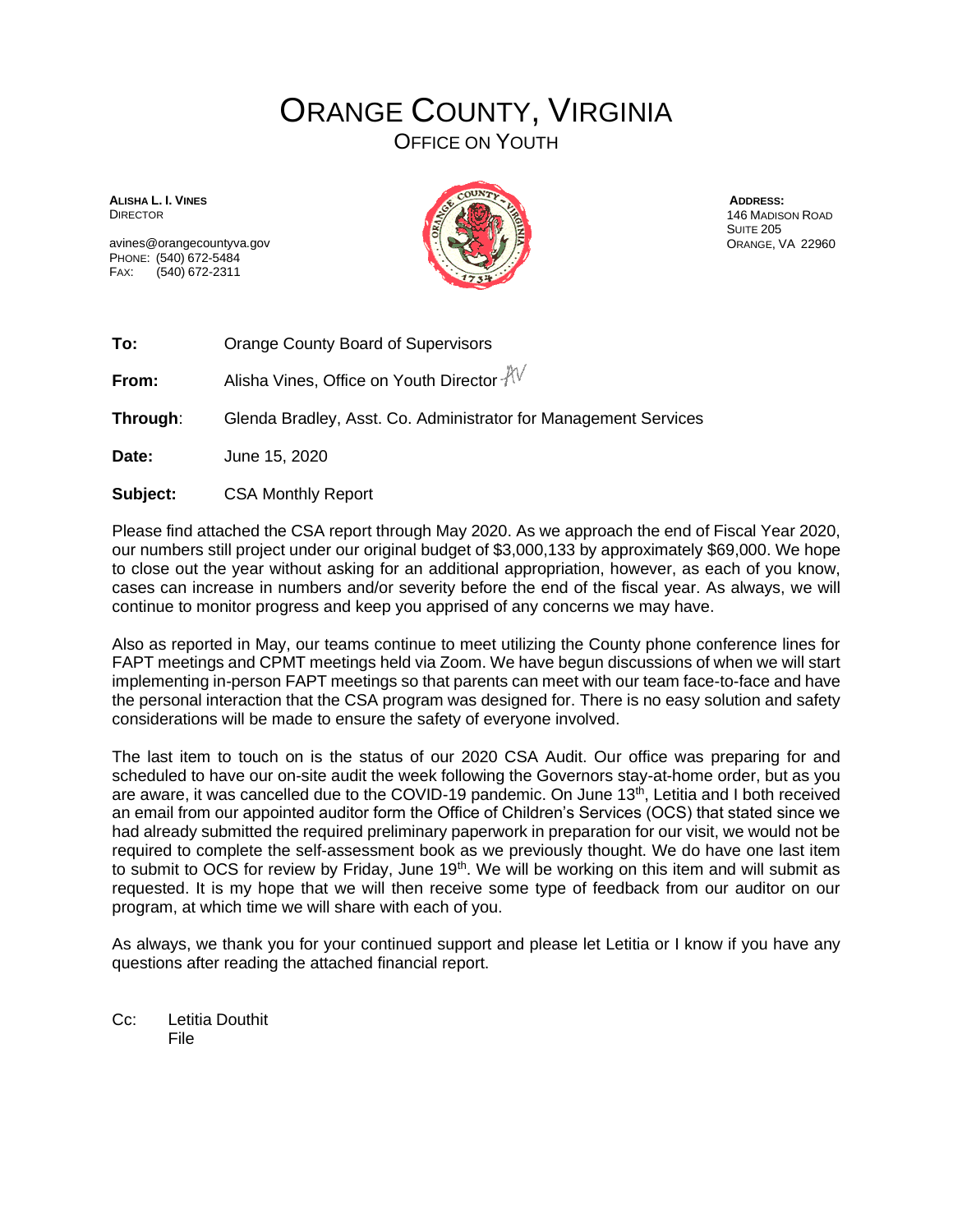# ORANGE COUNTY, VIRGINIA

## OFFICE ON YOUTH

**ALISHA L. I. VINES**
DIRECTOR

avines@orangecountyva.gov
PHONE: (540) 672-5484
FAX: (540) 672-2311

**ADDRESS:**
146 MADISON ROAD
SUITE 205
ORANGE, VA 22960

**To:** Orange County Board of Supervisors

**From:** Alisha Vines, Office on Youth Director AV

**Through:** Glenda Bradley, Asst. Co. Administrator for Management Services

**Date:** June 15, 2020

**Subject:** CSA Monthly Report

Please find attached the CSA report through May 2020. As we approach the end of Fiscal Year 2020, our numbers still project under our original budget of $3,000,133 by approximately $69,000. We hope to close out the year without asking for an additional appropriation, however, as each of you know, cases can increase in numbers and/or severity before the end of the fiscal year. As always, we will continue to monitor progress and keep you apprised of any concerns we may have.

Also as reported in May, our teams continue to meet utilizing the County phone conference lines for FAPT meetings and CPMT meetings held via Zoom. We have begun discussions of when we will start implementing in-person FAPT meetings so that parents can meet with our team face-to-face and have the personal interaction that the CSA program was designed for. There is no easy solution and safety considerations will be made to ensure the safety of everyone involved.

The last item to touch on is the status of our 2020 CSA Audit. Our office was preparing for and scheduled to have our on-site audit the week following the Governors stay-at-home order, but as you are aware, it was cancelled due to the COVID-19 pandemic. On June 13th, Letitia and I both received an email from our appointed auditor form the Office of Children's Services (OCS) that stated since we had already submitted the required preliminary paperwork in preparation for our visit, we would not be required to complete the self-assessment book as we previously thought. We do have one last item to submit to OCS for review by Friday, June 19th. We will be working on this item and will submit as requested. It is my hope that we will then receive some type of feedback from our auditor on our program, at which time we will share with each of you.

As always, we thank you for your continued support and please let Letitia or I know if you have any questions after reading the attached financial report.

Cc: Letitia Douthit
File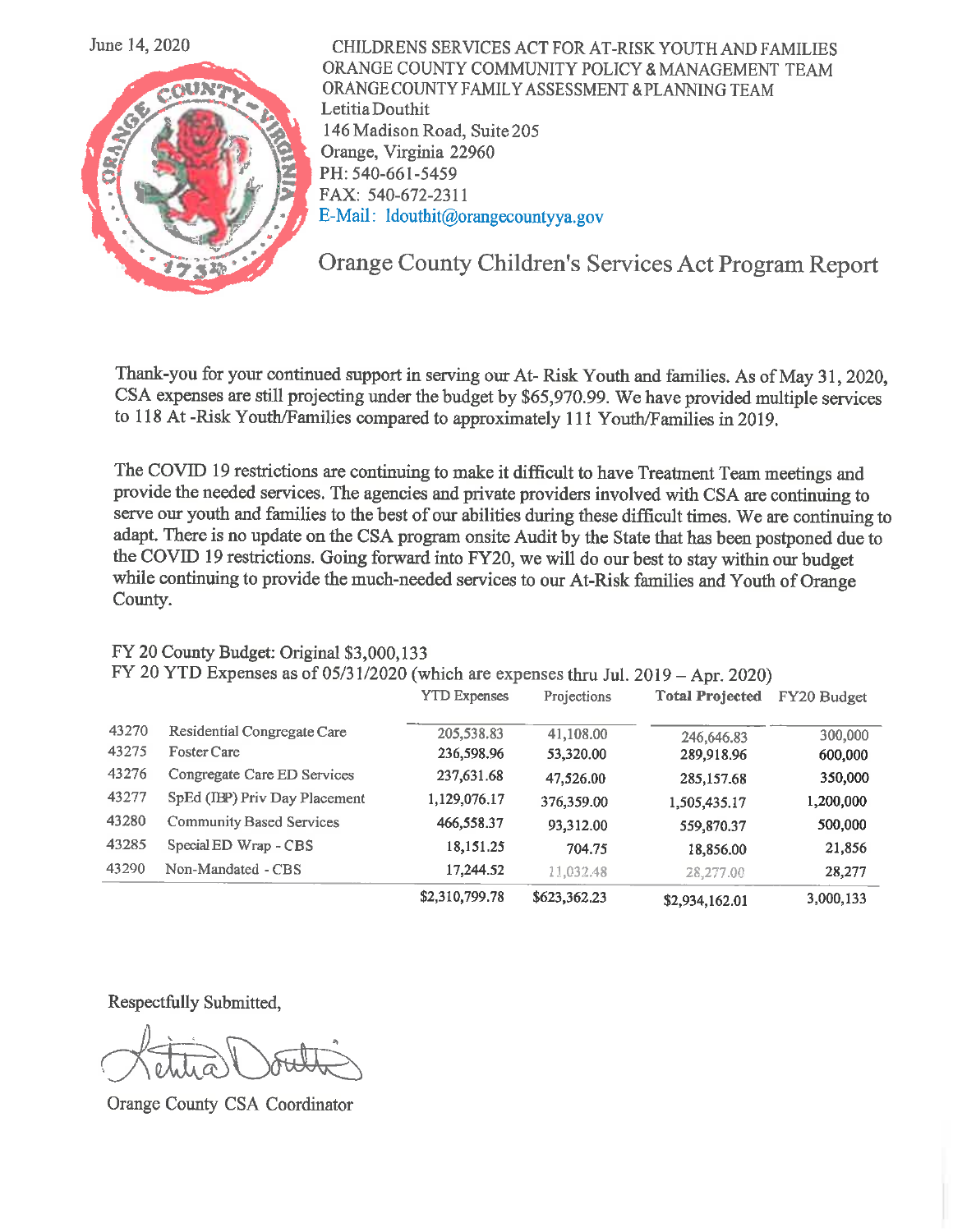June 14, 2020

CHILDRENS SERVICES ACT FOR AT-RISK YOUTH AND FAMILIES
ORANGE COUNTY COMMUNITY POLICY & MANAGEMENT TEAM
ORANGE COUNTY FAMILY ASSESSMENT & PLANNING TEAM
Letitia Douthit
146 Madison Road, Suite 205
Orange, Virginia 22960
PH: 540-661-5459
FAX: 540-672-2311
E-Mail: ldouthit@orangecountyya.gov

# Orange County Children's Services Act Program Report

Thank-you for your continued support in serving our At- Risk Youth and families. As of May 31, 2020, CSA expenses are still projecting under the budget by $65,970.99. We have provided multiple services to 118 At -Risk Youth/Families compared to approximately 111 Youth/Families in 2019.

The COVID 19 restrictions are continuing to make it difficult to have Treatment Team meetings and provide the needed services. The agencies and private providers involved with CSA are continuing to serve our youth and families to the best of our abilities during these difficult times. We are continuing to adapt. There is no update on the CSA program onsite Audit by the State that has been postponed due to the COVID 19 restrictions. Going forward into FY20, we will do our best to stay within our budget while continuing to provide the much-needed services to our At-Risk families and Youth of Orange County.

FY 20 County Budget: Original $3,000,133
FY 20 YTD Expenses as of 05/31/2020 (which are expenses thru Jul. 2019 – Apr. 2020)

| | | YTD Expenses | Projections | Total Projected | FY20 Budget |
|---|---|---|---|---|---|
| 43270 | Residential Congregate Care | 205,538.83 | 41,108.00 | 246,646.83 | 300,000 |
| 43275 | Foster Care | 236,598.96 | 53,320.00 | 289,918.96 | 600,000 |
| 43276 | Congregate Care ED Services | 237,631.68 | 47,526.00 | 285,157.68 | 350,000 |
| 43277 | SpEd (IBP) Priv Day Placement | 1,129,076.17 | 376,359.00 | 1,505,435.17 | 1,200,000 |
| 43280 | Community Based Services | 466,558.37 | 93,312.00 | 559,870.37 | 500,000 |
| 43285 | Special ED Wrap - CBS | 18,151.25 | 704.75 | 18,856.00 | 21,856 |
| 43290 | Non-Mandated - CBS | 17,244.52 | 11,032.48 | 28,277.00 | 28,277 |
| | | $2,310,799.78 | $623,362.23 | $2,934,162.01 | 3,000,133 |

Respectfully Submitted,

Orange County CSA Coordinator